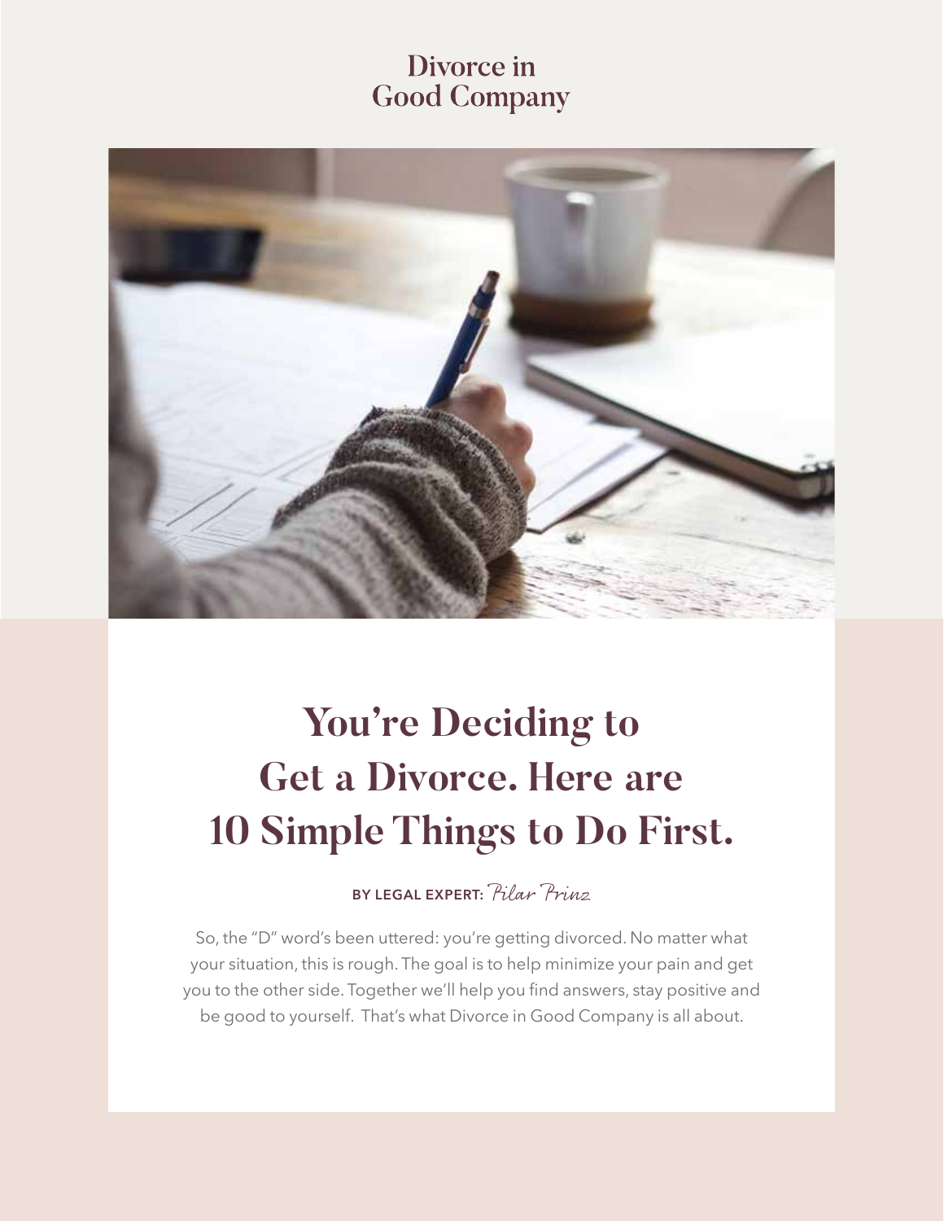Divorce in Good Company

# You're Deciding to Get a Divorce. Here are 10 Simple Things to Do First.

BY LEGAL EXPERT: *Pilar Prinz*

So, the "D" word's been uttered: you're getting divorced. No matter what your situation, this is rough. The goal is to help minimize your pain and get you to the other side. Together we'll help you find answers, stay positive and be good to yourself. That's what Divorce in Good Company is all about.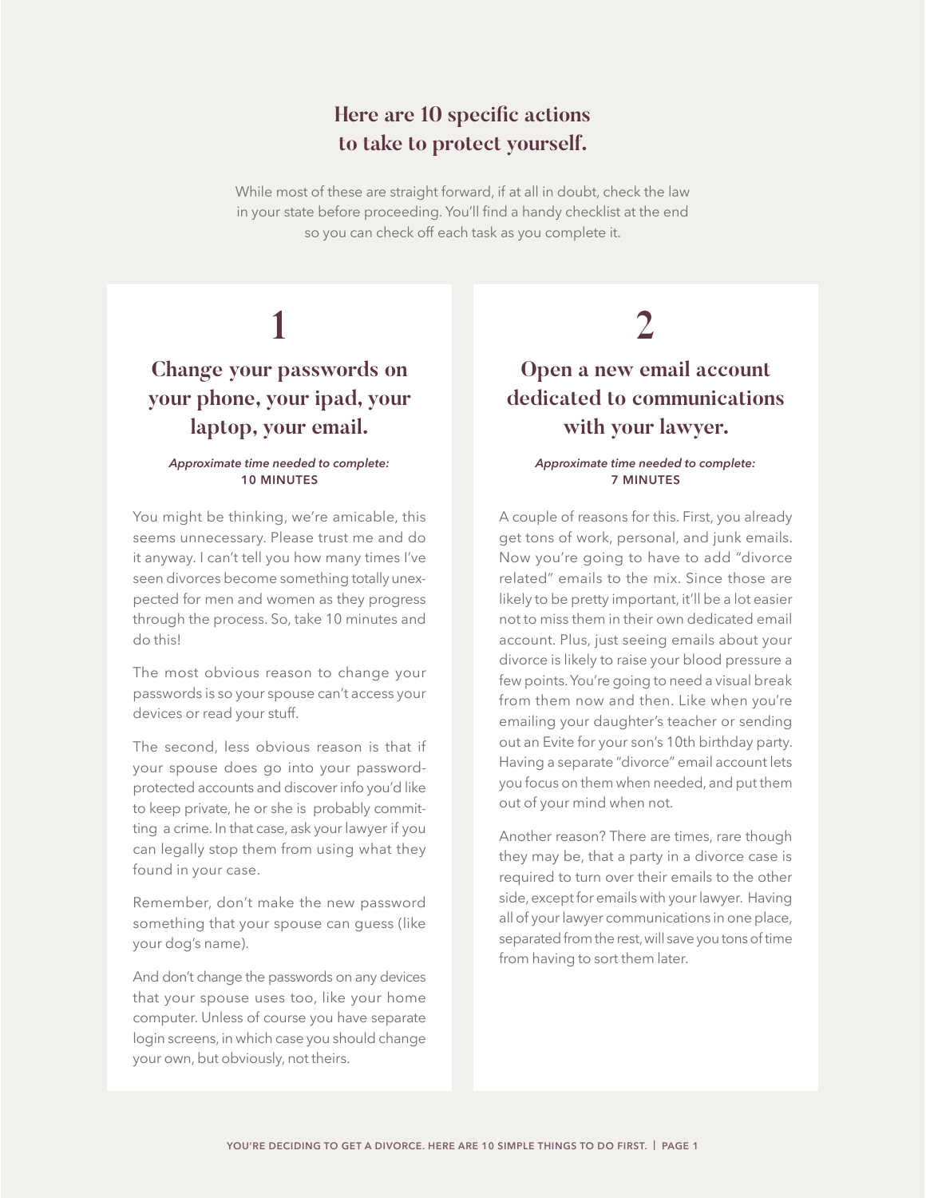## Here are 10 specific actions to take to protect yourself.

While most of these are straight forward, if at all in doubt, check the law in your state before proceeding. You'll find a handy checklist at the end so you can check off each task as you complete it.

# 1

### Change your passwords on your phone, your ipad, your laptop, your email.

*Approximate time needed to complete:*
**10 MINUTES**

You might be thinking, we're amicable, this seems unnecessary. Please trust me and do it anyway. I can't tell you how many times I've seen divorces become something totally unexpected for men and women as they progress through the process. So, take 10 minutes and do this!

The most obvious reason to change your passwords is so your spouse can't access your devices or read your stuff.

The second, less obvious reason is that if your spouse does go into your password-protected accounts and discover info you'd like to keep private, he or she is probably committing a crime. In that case, ask your lawyer if you can legally stop them from using what they found in your case.

Remember, don't make the new password something that your spouse can guess (like your dog's name).

And don't change the passwords on any devices that your spouse uses too, like your home computer. Unless of course you have separate login screens, in which case you should change your own, but obviously, not theirs.

# 2

### Open a new email account dedicated to communications with your lawyer.

*Approximate time needed to complete:*
**7 MINUTES**

A couple of reasons for this. First, you already get tons of work, personal, and junk emails. Now you're going to have to add "divorce related" emails to the mix. Since those are likely to be pretty important, it'll be a lot easier not to miss them in their own dedicated email account. Plus, just seeing emails about your divorce is likely to raise your blood pressure a few points. You're going to need a visual break from them now and then. Like when you're emailing your daughter's teacher or sending out an Evite for your son's 10th birthday party. Having a separate "divorce" email account lets you focus on them when needed, and put them out of your mind when not.

Another reason? There are times, rare though they may be, that a party in a divorce case is required to turn over their emails to the other side, except for emails with your lawyer. Having all of your lawyer communications in one place, separated from the rest, will save you tons of time from having to sort them later.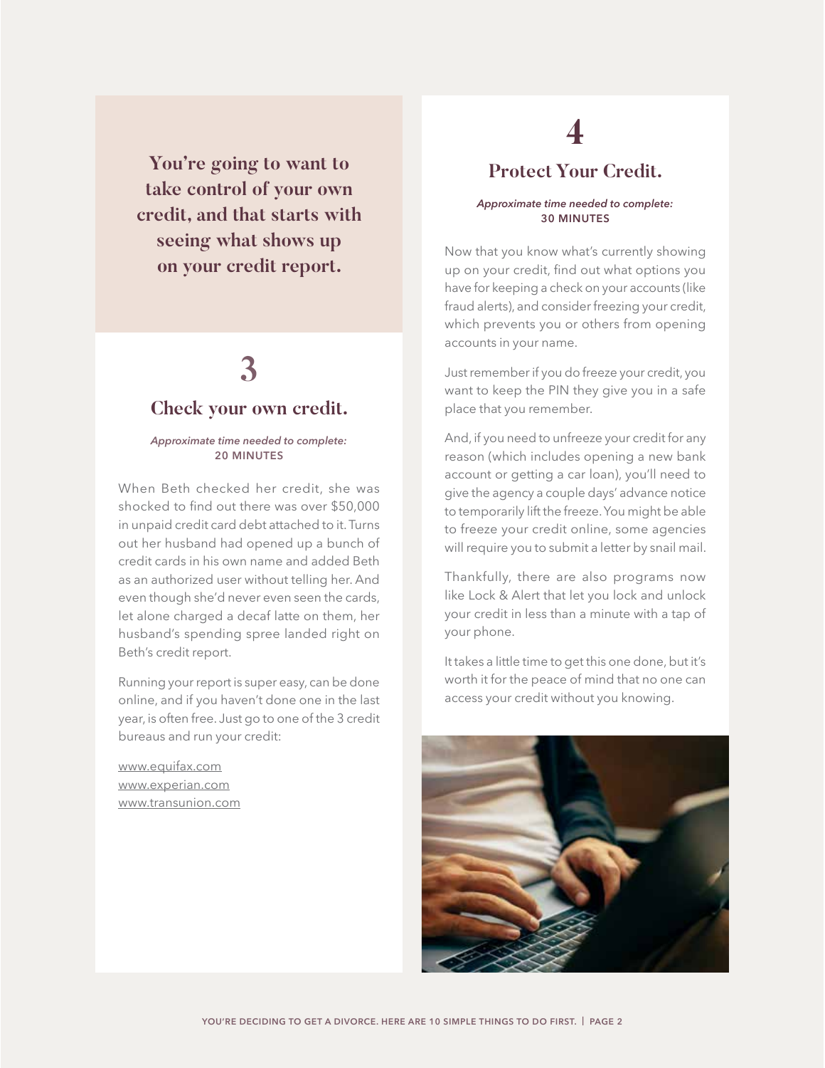**You're going to want to take control of your own credit, and that starts with seeing what shows up on your credit report.**

# 3

## Check your own credit.

*Approximate time needed to complete:*
**20 MINUTES**

When Beth checked her credit, she was shocked to find out there was over $50,000 in unpaid credit card debt attached to it. Turns out her husband had opened up a bunch of credit cards in his own name and added Beth as an authorized user without telling her. And even though she'd never even seen the cards, let alone charged a decaf latte on them, her husband's spending spree landed right on Beth's credit report.

Running your report is super easy, can be done online, and if you haven't done one in the last year, is often free. Just go to one of the 3 credit bureaus and run your credit:

www.equifax.com
www.experian.com
www.transunion.com

# 4

## Protect Your Credit.

*Approximate time needed to complete:*
**30 MINUTES**

Now that you know what's currently showing up on your credit, find out what options you have for keeping a check on your accounts (like fraud alerts), and consider freezing your credit, which prevents you or others from opening accounts in your name.

Just remember if you do freeze your credit, you want to keep the PIN they give you in a safe place that you remember.

And, if you need to unfreeze your credit for any reason (which includes opening a new bank account or getting a car loan), you'll need to give the agency a couple days' advance notice to temporarily lift the freeze. You might be able to freeze your credit online, some agencies will require you to submit a letter by snail mail.

Thankfully, there are also programs now like Lock & Alert that let you lock and unlock your credit in less than a minute with a tap of your phone.

It takes a little time to get this one done, but it's worth it for the peace of mind that no one can access your credit without you knowing.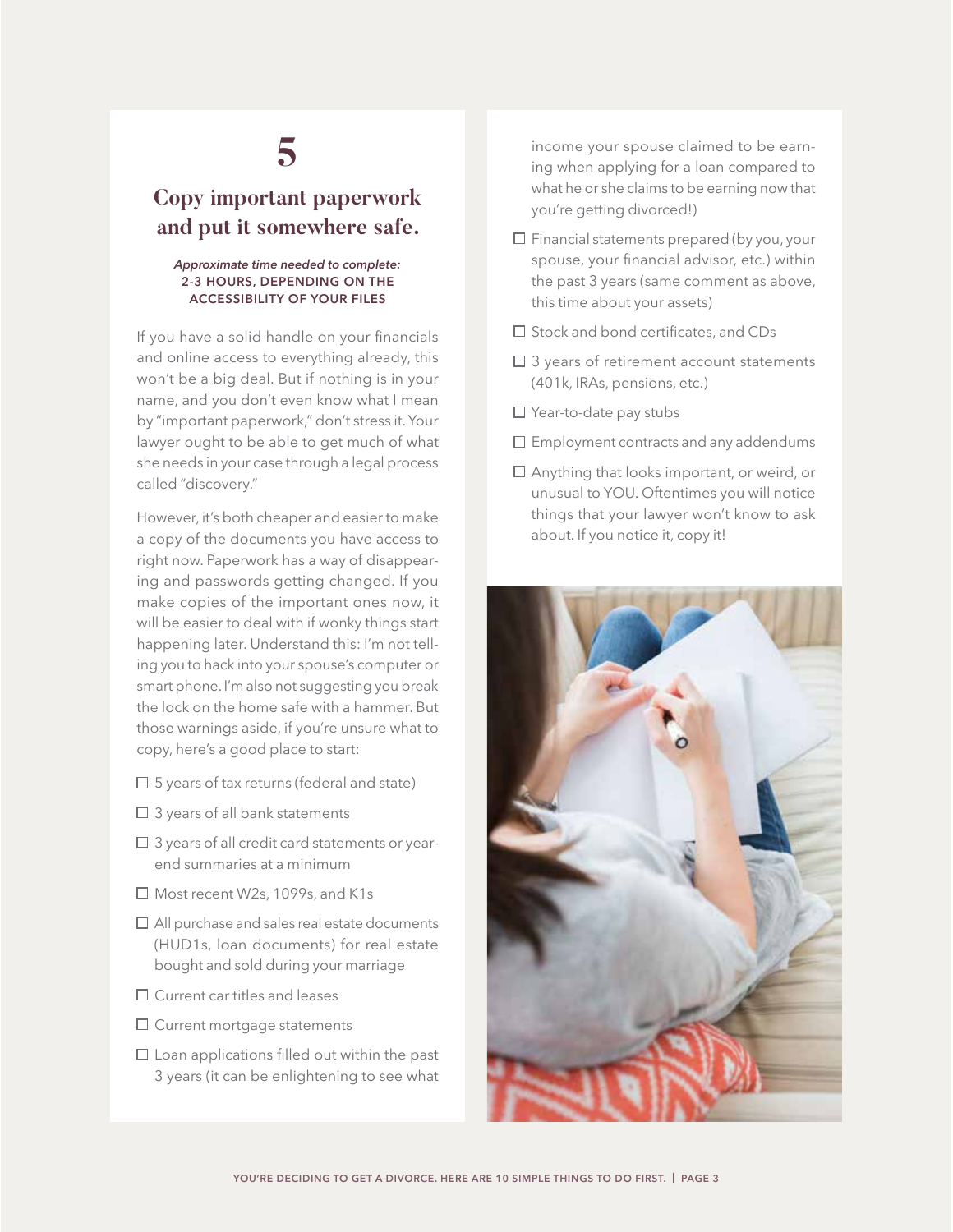# 5

## Copy important paperwork and put it somewhere safe.

*Approximate time needed to complete:*
**2-3 HOURS, DEPENDING ON THE ACCESSIBILITY OF YOUR FILES**

If you have a solid handle on your financials and online access to everything already, this won't be a big deal. But if nothing is in your name, and you don't even know what I mean by "important paperwork," don't stress it. Your lawyer ought to be able to get much of what she needs in your case through a legal process called "discovery."

However, it's both cheaper and easier to make a copy of the documents you have access to right now. Paperwork has a way of disappearing and passwords getting changed. If you make copies of the important ones now, it will be easier to deal with if wonky things start happening later. Understand this: I'm not telling you to hack into your spouse's computer or smart phone. I'm also not suggesting you break the lock on the home safe with a hammer. But those warnings aside, if you're unsure what to copy, here's a good place to start:

- ☐ 5 years of tax returns (federal and state)
- ☐ 3 years of all bank statements
- ☐ 3 years of all credit card statements or year-end summaries at a minimum
- ☐ Most recent W2s, 1099s, and K1s
- ☐ All purchase and sales real estate documents (HUD1s, loan documents) for real estate bought and sold during your marriage
- ☐ Current car titles and leases
- ☐ Current mortgage statements
- ☐ Loan applications filled out within the past 3 years (it can be enlightening to see what income your spouse claimed to be earning when applying for a loan compared to what he or she claims to be earning now that you're getting divorced!)
- ☐ Financial statements prepared (by you, your spouse, your financial advisor, etc.) within the past 3 years (same comment as above, this time about your assets)
- ☐ Stock and bond certificates, and CDs
- ☐ 3 years of retirement account statements (401k, IRAs, pensions, etc.)
- ☐ Year-to-date pay stubs
- ☐ Employment contracts and any addendums
- ☐ Anything that looks important, or weird, or unusual to YOU. Oftentimes you will notice things that your lawyer won't know to ask about. If you notice it, copy it!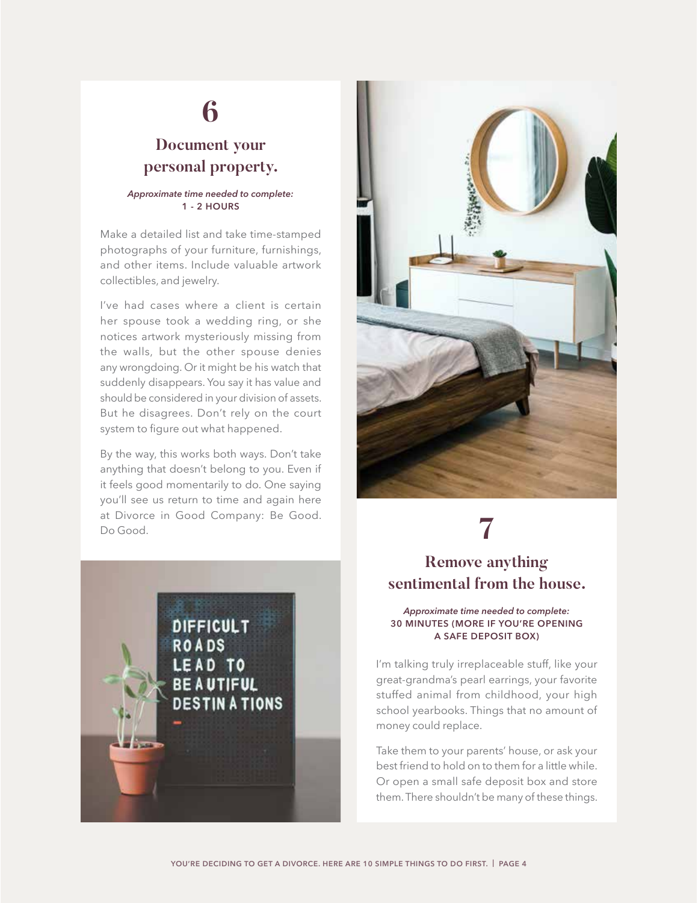# 6

## Document your personal property.

*Approximate time needed to complete:*
**1 - 2 HOURS**

Make a detailed list and take time-stamped photographs of your furniture, furnishings, and other items. Include valuable artwork collectibles, and jewelry.

I've had cases where a client is certain her spouse took a wedding ring, or she notices artwork mysteriously missing from the walls, but the other spouse denies any wrongdoing. Or it might be his watch that suddenly disappears. You say it has value and should be considered in your division of assets. But he disagrees. Don't rely on the court system to figure out what happened.

By the way, this works both ways. Don't take anything that doesn't belong to you. Even if it feels good momentarily to do. One saying you'll see us return to time and again here at Divorce in Good Company: Be Good. Do Good.

# 7

## Remove anything sentimental from the house.

*Approximate time needed to complete:*
**30 MINUTES (MORE IF YOU'RE OPENING A SAFE DEPOSIT BOX)**

I'm talking truly irreplaceable stuff, like your great-grandma's pearl earrings, your favorite stuffed animal from childhood, your high school yearbooks. Things that no amount of money could replace.

Take them to your parents' house, or ask your best friend to hold on to them for a little while. Or open a small safe deposit box and store them. There shouldn't be many of these things.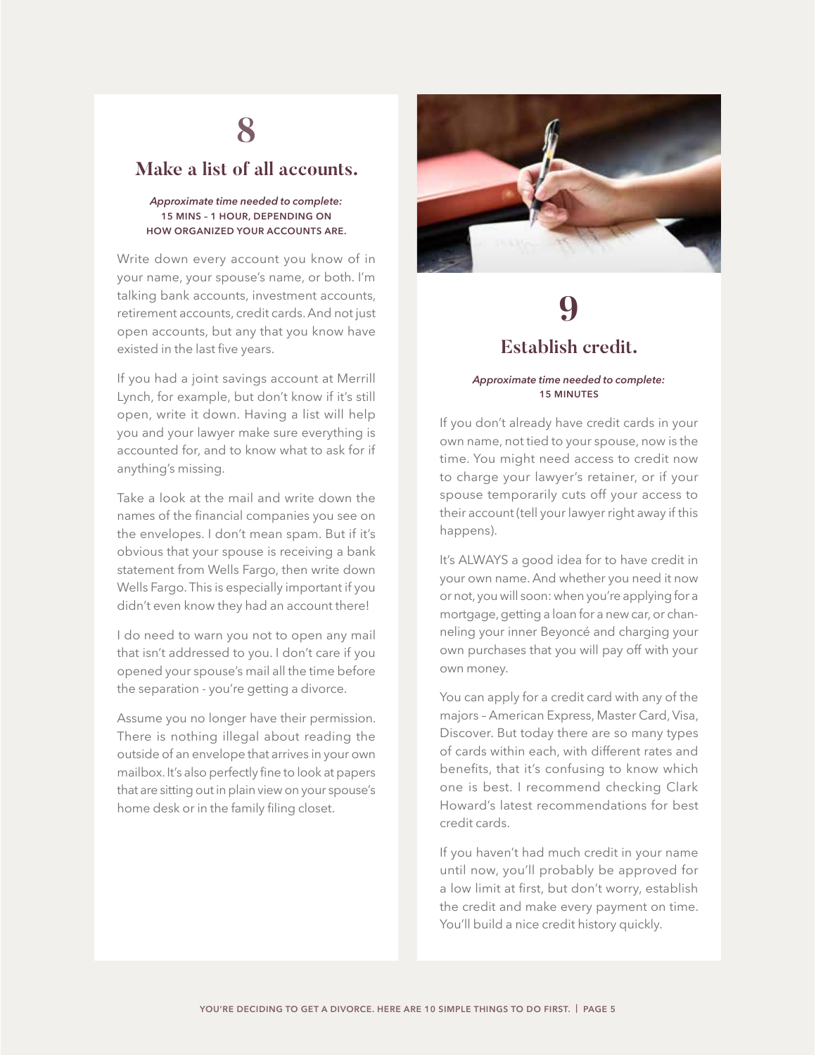# 8

## Make a list of all accounts.

*Approximate time needed to complete:*
**15 MINS – 1 HOUR, DEPENDING ON HOW ORGANIZED YOUR ACCOUNTS ARE.**

Write down every account you know of in your name, your spouse's name, or both. I'm talking bank accounts, investment accounts, retirement accounts, credit cards. And not just open accounts, but any that you know have existed in the last five years.

If you had a joint savings account at Merrill Lynch, for example, but don't know if it's still open, write it down. Having a list will help you and your lawyer make sure everything is accounted for, and to know what to ask for if anything's missing.

Take a look at the mail and write down the names of the financial companies you see on the envelopes. I don't mean spam. But if it's obvious that your spouse is receiving a bank statement from Wells Fargo, then write down Wells Fargo. This is especially important if you didn't even know they had an account there!

I do need to warn you not to open any mail that isn't addressed to you. I don't care if you opened your spouse's mail all the time before the separation - you're getting a divorce.

Assume you no longer have their permission. There is nothing illegal about reading the outside of an envelope that arrives in your own mailbox. It's also perfectly fine to look at papers that are sitting out in plain view on your spouse's home desk or in the family filing closet.

# 9

## Establish credit.

*Approximate time needed to complete:*
**15 MINUTES**

If you don't already have credit cards in your own name, not tied to your spouse, now is the time. You might need access to credit now to charge your lawyer's retainer, or if your spouse temporarily cuts off your access to their account (tell your lawyer right away if this happens).

It's ALWAYS a good idea for to have credit in your own name. And whether you need it now or not, you will soon: when you're applying for a mortgage, getting a loan for a new car, or channeling your inner Beyoncé and charging your own purchases that you will pay off with your own money.

You can apply for a credit card with any of the majors – American Express, Master Card, Visa, Discover. But today there are so many types of cards within each, with different rates and benefits, that it's confusing to know which one is best. I recommend checking Clark Howard's latest recommendations for best credit cards.

If you haven't had much credit in your name until now, you'll probably be approved for a low limit at first, but don't worry, establish the credit and make every payment on time. You'll build a nice credit history quickly.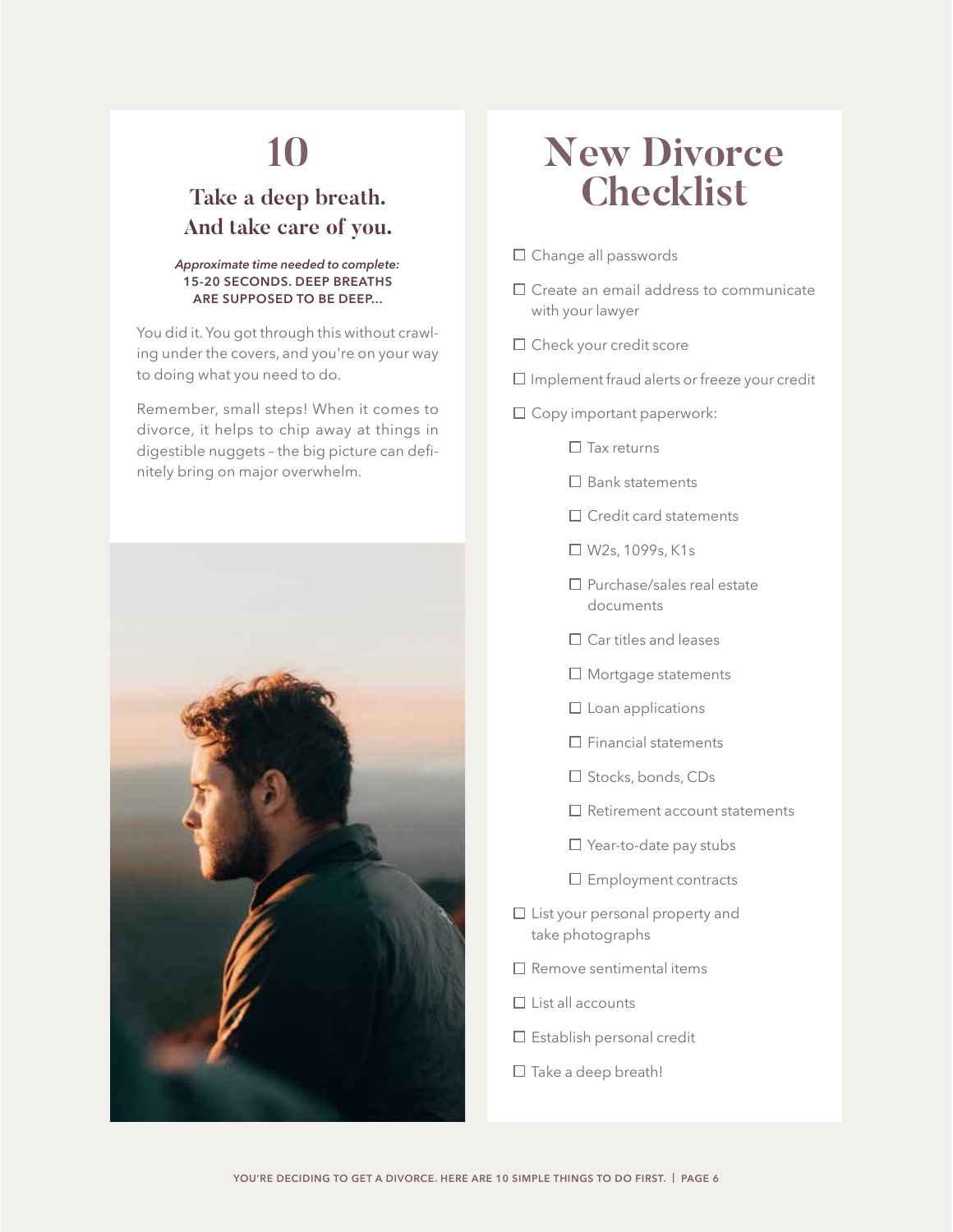# 10

## Take a deep breath. And take care of you.

*Approximate time needed to complete:*
**15-20 SECONDS. DEEP BREATHS ARE SUPPOSED TO BE DEEP...**

You did it. You got through this without crawling under the covers, and you're on your way to doing what you need to do.

Remember, small steps! When it comes to divorce, it helps to chip away at things in digestible nuggets – the big picture can definitely bring on major overwhelm.

# New Divorce Checklist

- ☐ Change all passwords
- ☐ Create an email address to communicate with your lawyer
- ☐ Check your credit score
- ☐ Implement fraud alerts or freeze your credit
- ☐ Copy important paperwork:
  - ☐ Tax returns
  - ☐ Bank statements
  - ☐ Credit card statements
  - ☐ W2s, 1099s, K1s
  - ☐ Purchase/sales real estate documents
  - ☐ Car titles and leases
  - ☐ Mortgage statements
  - ☐ Loan applications
  - ☐ Financial statements
  - ☐ Stocks, bonds, CDs
  - ☐ Retirement account statements
  - ☐ Year-to-date pay stubs
  - ☐ Employment contracts
- ☐ List your personal property and take photographs
- ☐ Remove sentimental items
- ☐ List all accounts
- ☐ Establish personal credit
- ☐ Take a deep breath!